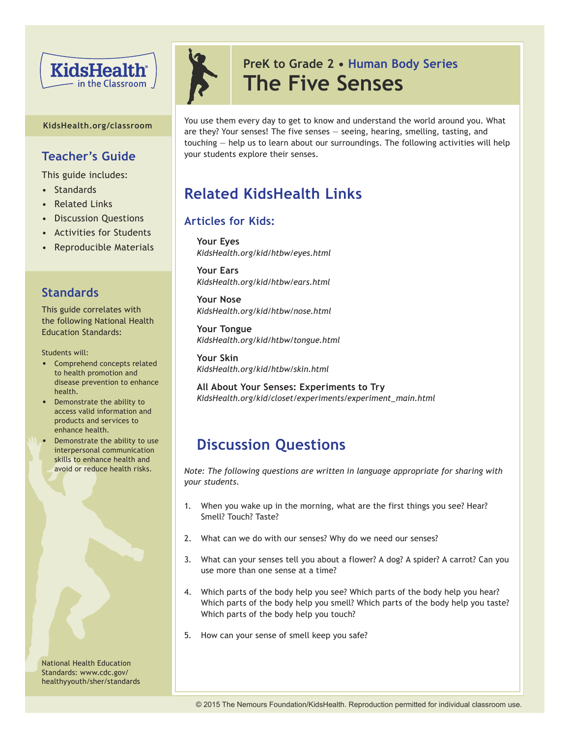KidsHealth in the Classroom

KidsHealth.org/classroom

## Teacher's Guide

This guide includes:

- Standards
- Related Links
- Discussion Questions
- Activities for Students
- Reproducible Materials

## Standards

This guide correlates with the following National Health Education Standards:

Students will:

- Comprehend concepts related to health promotion and disease prevention to enhance health.
- Demonstrate the ability to access valid information and products and services to enhance health.
- Demonstrate the ability to use interpersonal communication skills to enhance health and avoid or reduce health risks.

National Health Education Standards: www.cdc.gov/healthyyouth/sher/standards

PreK to Grade 2 • Human Body Series

# The Five Senses

You use them every day to get to know and understand the world around you. What are they? Your senses! The five senses — seeing, hearing, smelling, tasting, and touching — help us to learn about our surroundings. The following activities will help your students explore their senses.

## Related KidsHealth Links

### Articles for Kids:

**Your Eyes**
*KidsHealth.org/kid/htbw/eyes.html*

**Your Ears**
*KidsHealth.org/kid/htbw/ears.html*

**Your Nose**
*KidsHealth.org/kid/htbw/nose.html*

**Your Tongue**
*KidsHealth.org/kid/htbw/tongue.html*

**Your Skin**
*KidsHealth.org/kid/htbw/skin.html*

**All About Your Senses: Experiments to Try**
*KidsHealth.org/kid/closet/experiments/experiment_main.html*

## Discussion Questions

*Note: The following questions are written in language appropriate for sharing with your students.*

1. When you wake up in the morning, what are the first things you see? Hear? Smell? Touch? Taste?
2. What can we do with our senses? Why do we need our senses?
3. What can your senses tell you about a flower? A dog? A spider? A carrot? Can you use more than one sense at a time?
4. Which parts of the body help you see? Which parts of the body help you hear? Which parts of the body help you smell? Which parts of the body help you taste? Which parts of the body help you touch?
5. How can your sense of smell keep you safe?

© 2015 The Nemours Foundation/KidsHealth. Reproduction permitted for individual classroom use.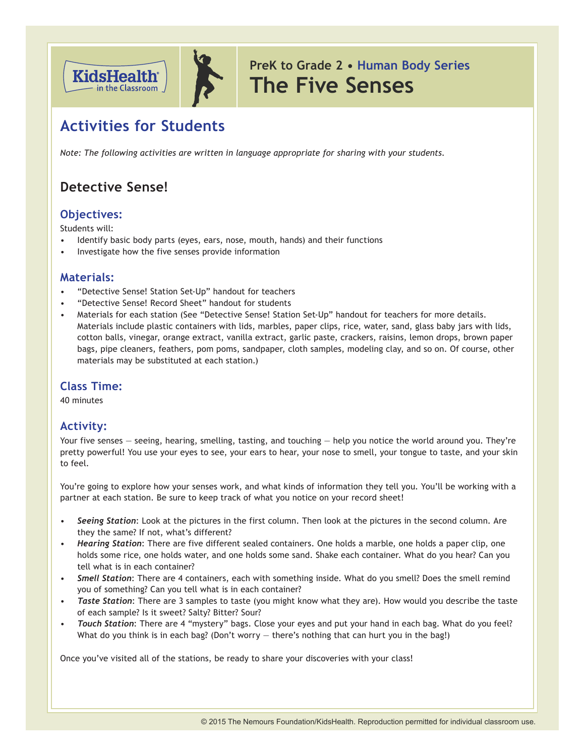PreK to Grade 2 • Human Body Series

# The Five Senses

## Activities for Students

*Note: The following activities are written in language appropriate for sharing with your students.*

### Detective Sense!

#### Objectives:

Students will:

- Identify basic body parts (eyes, ears, nose, mouth, hands) and their functions
- Investigate how the five senses provide information

#### Materials:

- "Detective Sense! Station Set-Up" handout for teachers
- "Detective Sense! Record Sheet" handout for students
- Materials for each station (See "Detective Sense! Station Set-Up" handout for teachers for more details. Materials include plastic containers with lids, marbles, paper clips, rice, water, sand, glass baby jars with lids, cotton balls, vinegar, orange extract, vanilla extract, garlic paste, crackers, raisins, lemon drops, brown paper bags, pipe cleaners, feathers, pom poms, sandpaper, cloth samples, modeling clay, and so on. Of course, other materials may be substituted at each station.)

#### Class Time:

40 minutes

#### Activity:

Your five senses — seeing, hearing, smelling, tasting, and touching — help you notice the world around you. They're pretty powerful! You use your eyes to see, your ears to hear, your nose to smell, your tongue to taste, and your skin to feel.

You're going to explore how your senses work, and what kinds of information they tell you. You'll be working with a partner at each station. Be sure to keep track of what you notice on your record sheet!

- ***Seeing Station***: Look at the pictures in the first column. Then look at the pictures in the second column. Are they the same? If not, what's different?
- ***Hearing Station***: There are five different sealed containers. One holds a marble, one holds a paper clip, one holds some rice, one holds water, and one holds some sand. Shake each container. What do you hear? Can you tell what is in each container?
- ***Smell Station***: There are 4 containers, each with something inside. What do you smell? Does the smell remind you of something? Can you tell what is in each container?
- ***Taste Station***: There are 3 samples to taste (you might know what they are). How would you describe the taste of each sample? Is it sweet? Salty? Bitter? Sour?
- ***Touch Station***: There are 4 "mystery" bags. Close your eyes and put your hand in each bag. What do you feel? What do you think is in each bag? (Don't worry — there's nothing that can hurt you in the bag!)

Once you've visited all of the stations, be ready to share your discoveries with your class!

© 2015 The Nemours Foundation/KidsHealth. Reproduction permitted for individual classroom use.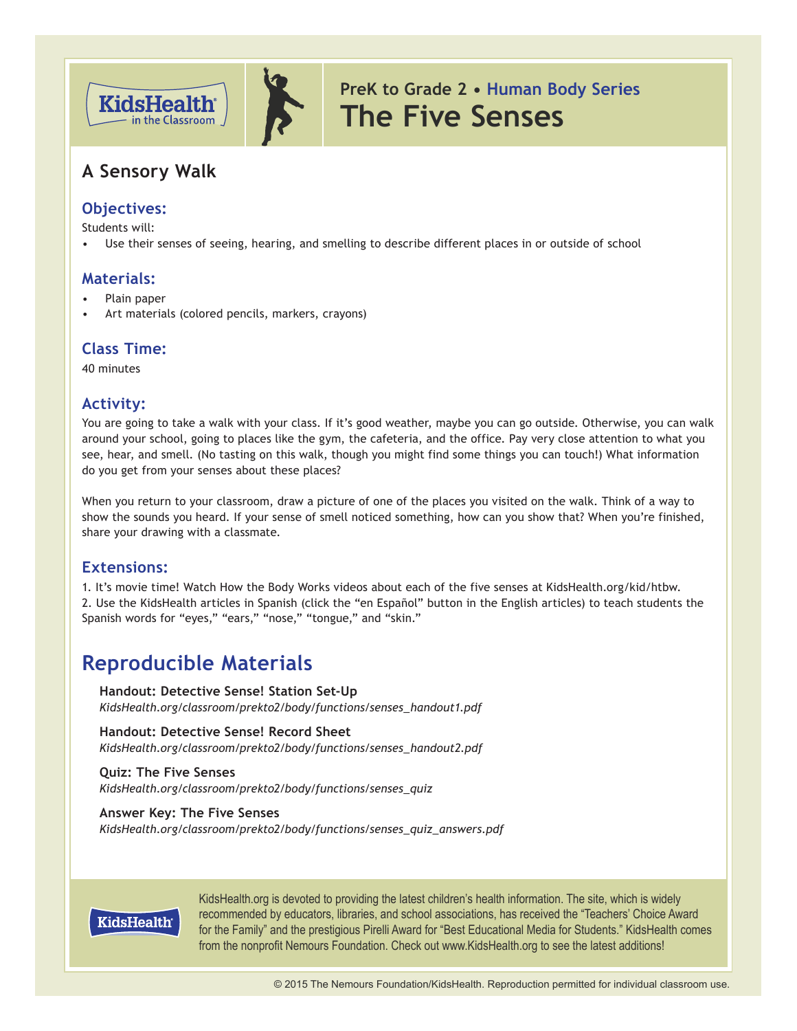PreK to Grade 2 • Human Body Series

# The Five Senses

## A Sensory Walk

### Objectives:

Students will:

- Use their senses of seeing, hearing, and smelling to describe different places in or outside of school

### Materials:

- Plain paper
- Art materials (colored pencils, markers, crayons)

### Class Time:

40 minutes

### Activity:

You are going to take a walk with your class. If it's good weather, maybe you can go outside. Otherwise, you can walk around your school, going to places like the gym, the cafeteria, and the office. Pay very close attention to what you see, hear, and smell. (No tasting on this walk, though you might find some things you can touch!) What information do you get from your senses about these places?

When you return to your classroom, draw a picture of one of the places you visited on the walk. Think of a way to show the sounds you heard. If your sense of smell noticed something, how can you show that? When you're finished, share your drawing with a classmate.

### Extensions:

1. It's movie time! Watch How the Body Works videos about each of the five senses at KidsHealth.org/kid/htbw.
2. Use the KidsHealth articles in Spanish (click the "en Español" button in the English articles) to teach students the Spanish words for "eyes," "ears," "nose," "tongue," and "skin."

## Reproducible Materials

**Handout: Detective Sense! Station Set-Up**
*KidsHealth.org/classroom/prekto2/body/functions/senses_handout1.pdf*

**Handout: Detective Sense! Record Sheet**
*KidsHealth.org/classroom/prekto2/body/functions/senses_handout2.pdf*

**Quiz: The Five Senses**
*KidsHealth.org/classroom/prekto2/body/functions/senses_quiz*

**Answer Key: The Five Senses**
*KidsHealth.org/classroom/prekto2/body/functions/senses_quiz_answers.pdf*

KidsHealth.org is devoted to providing the latest children's health information. The site, which is widely recommended by educators, libraries, and school associations, has received the "Teachers' Choice Award for the Family" and the prestigious Pirelli Award for "Best Educational Media for Students." KidsHealth comes from the nonprofit Nemours Foundation. Check out www.KidsHealth.org to see the latest additions!

© 2015 The Nemours Foundation/KidsHealth. Reproduction permitted for individual classroom use.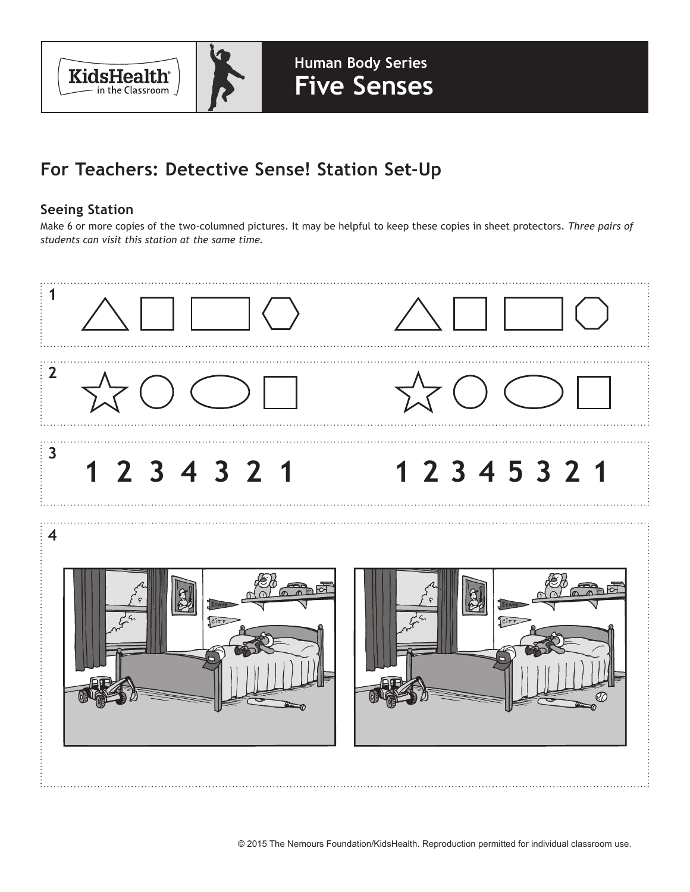KidsHealth in the Classroom

## Human Body Series
# Five Senses

## For Teachers: Detective Sense! Station Set-Up

### Seeing Station

Make 6 or more copies of the two-columned pictures. It may be helpful to keep these copies in sheet protectors. *Three pairs of students can visit this station at the same time.*

1

2

3

**1 2 3 4 3 2 1**  **1 2 3 4 5 3 2 1**

4

© 2015 The Nemours Foundation/KidsHealth. Reproduction permitted for individual classroom use.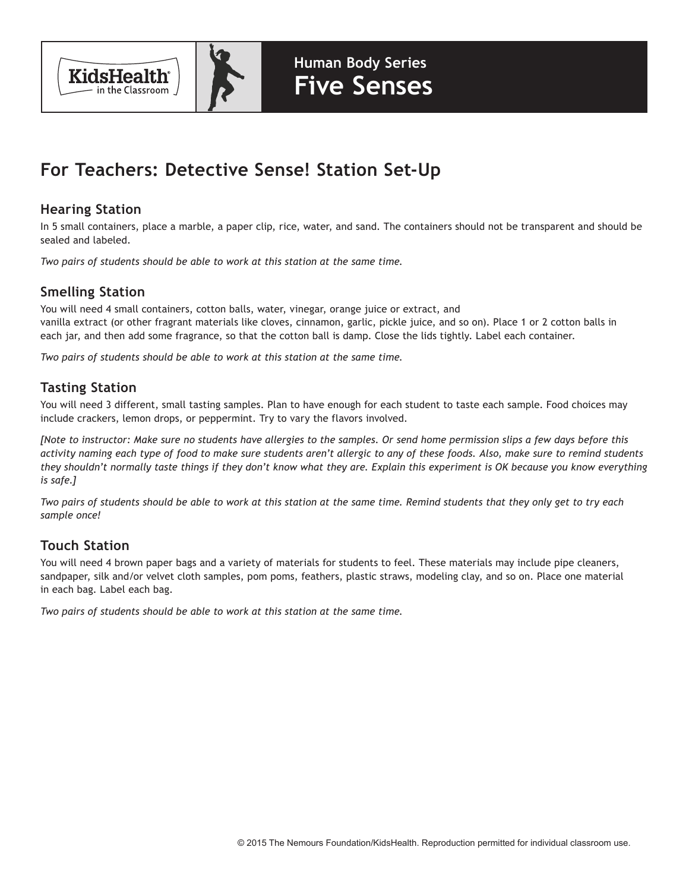Human Body Series

# Five Senses

## For Teachers: Detective Sense! Station Set-Up

### Hearing Station

In 5 small containers, place a marble, a paper clip, rice, water, and sand. The containers should not be transparent and should be sealed and labeled.

*Two pairs of students should be able to work at this station at the same time.*

### Smelling Station

You will need 4 small containers, cotton balls, water, vinegar, orange juice or extract, and vanilla extract (or other fragrant materials like cloves, cinnamon, garlic, pickle juice, and so on). Place 1 or 2 cotton balls in each jar, and then add some fragrance, so that the cotton ball is damp. Close the lids tightly. Label each container.

*Two pairs of students should be able to work at this station at the same time.*

### Tasting Station

You will need 3 different, small tasting samples. Plan to have enough for each student to taste each sample. Food choices may include crackers, lemon drops, or peppermint. Try to vary the flavors involved.

*[Note to instructor: Make sure no students have allergies to the samples. Or send home permission slips a few days before this activity naming each type of food to make sure students aren't allergic to any of these foods. Also, make sure to remind students they shouldn't normally taste things if they don't know what they are. Explain this experiment is OK because you know everything is safe.]*

*Two pairs of students should be able to work at this station at the same time. Remind students that they only get to try each sample once!*

### Touch Station

You will need 4 brown paper bags and a variety of materials for students to feel. These materials may include pipe cleaners, sandpaper, silk and/or velvet cloth samples, pom poms, feathers, plastic straws, modeling clay, and so on. Place one material in each bag. Label each bag.

*Two pairs of students should be able to work at this station at the same time.*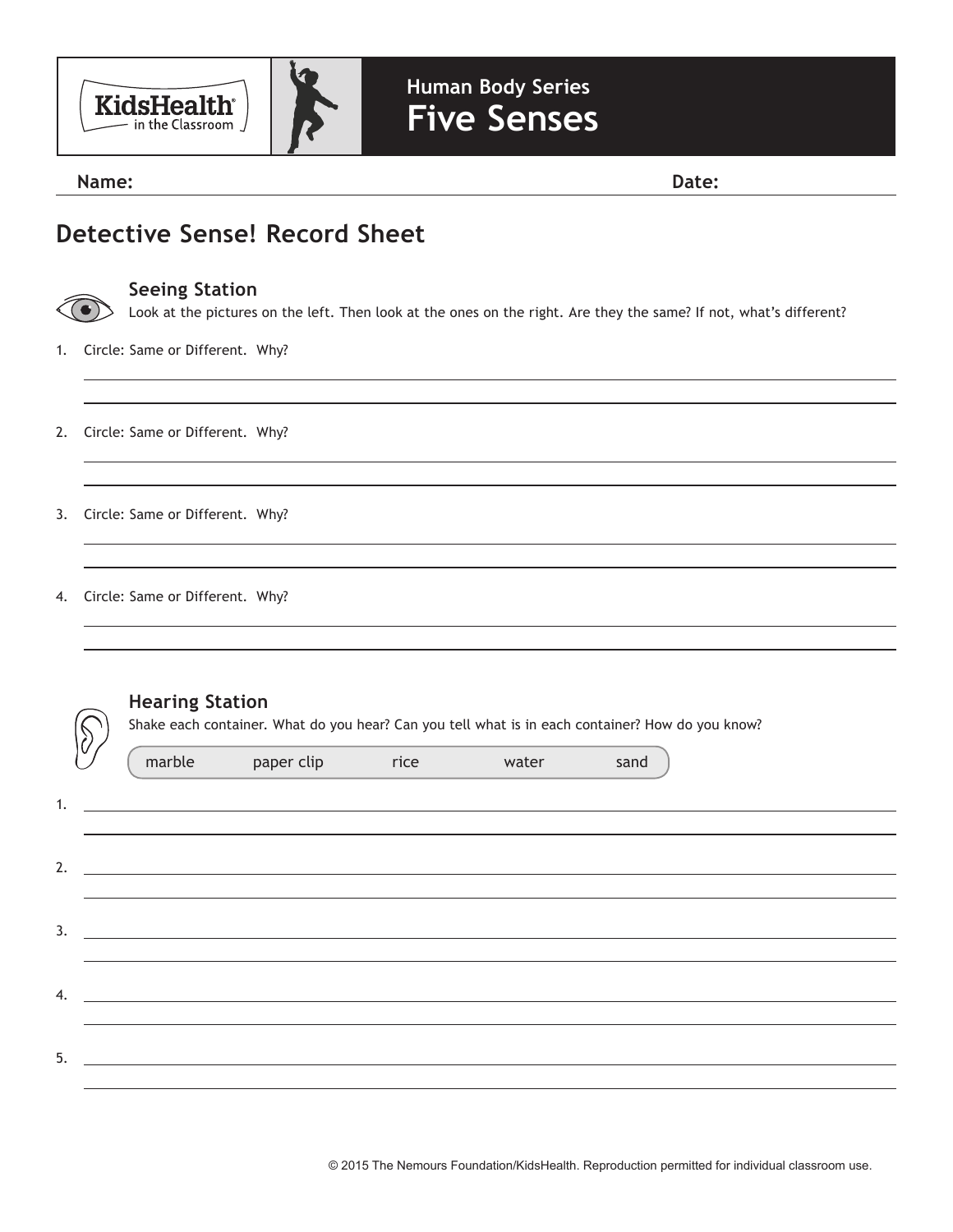KidsHealth in the Classroom

Human Body Series
# Five Senses

**Name:** **Date:**

## Detective Sense! Record Sheet

### Seeing Station

Look at the pictures on the left. Then look at the ones on the right. Are they the same? If not, what's different?

1. Circle: Same or Different. Why?

2. Circle: Same or Different. Why?

3. Circle: Same or Different. Why?

4. Circle: Same or Different. Why?

### Hearing Station

Shake each container. What do you hear? Can you tell what is in each container? How do you know?

marble paper clip rice water sand

1.

2.

3.

4.

5.

© 2015 The Nemours Foundation/KidsHealth. Reproduction permitted for individual classroom use.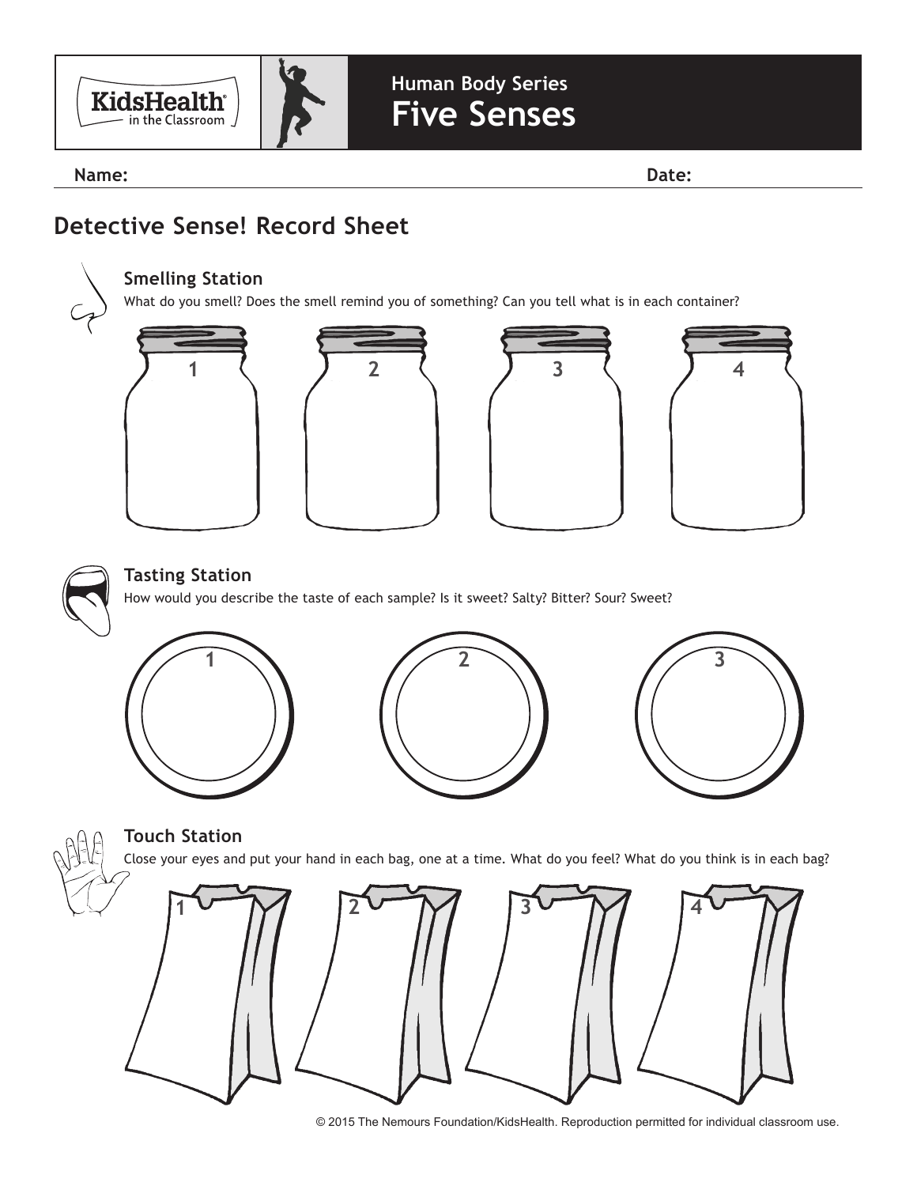KidsHealth in the Classroom

Human Body Series
# Five Senses

**Name:** **Date:**

## Detective Sense! Record Sheet

### Smelling Station

What do you smell? Does the smell remind you of something? Can you tell what is in each container?

1 2 3 4

### Tasting Station

How would you describe the taste of each sample? Is it sweet? Salty? Bitter? Sour? Sweet?

1 2 3

### Touch Station

Close your eyes and put your hand in each bag, one at a time. What do you feel? What do you think is in each bag?

1 2 3 4

© 2015 The Nemours Foundation/KidsHealth. Reproduction permitted for individual classroom use.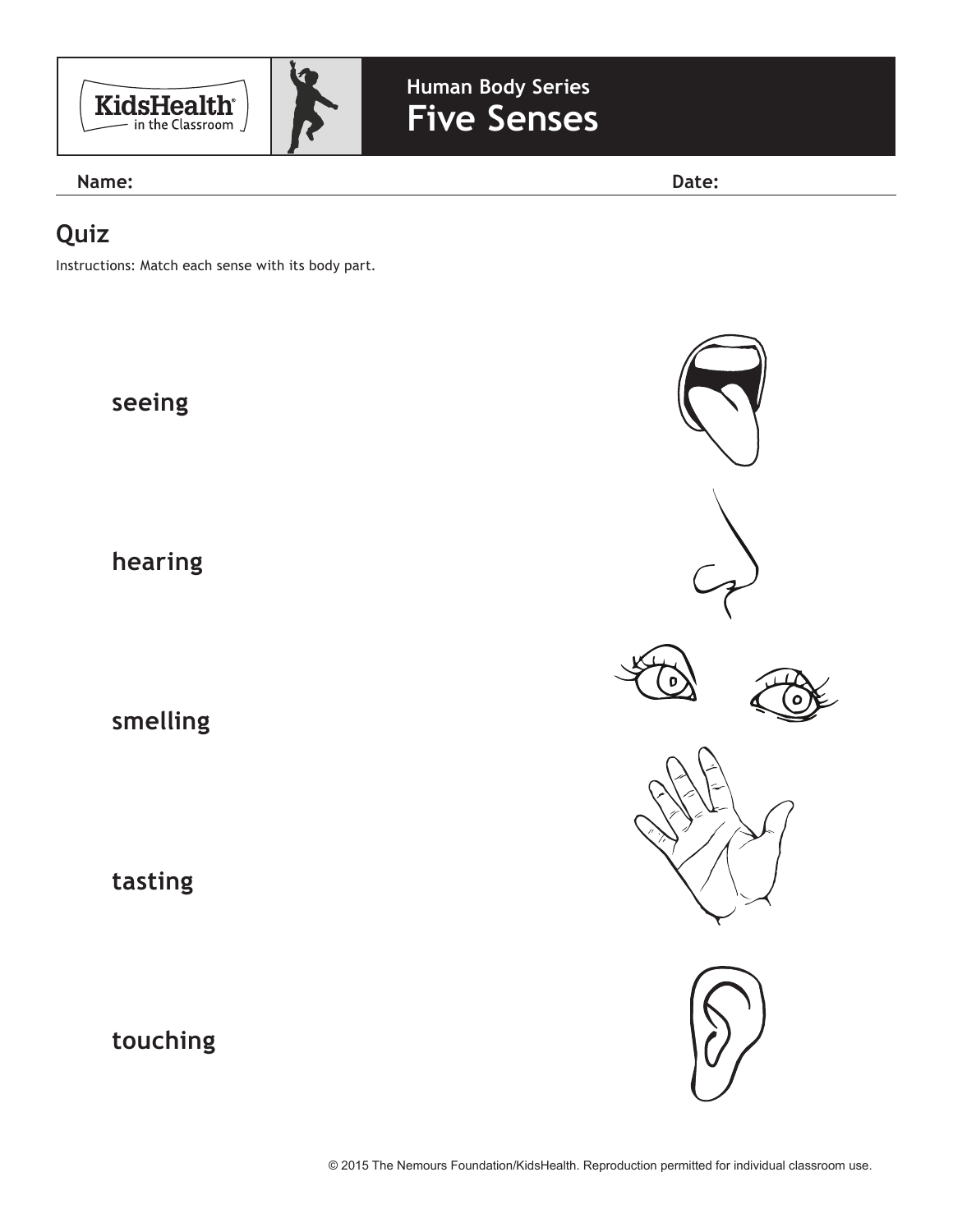Human Body Series

# Five Senses

**Name:** **Date:**

## Quiz

Instructions: Match each sense with its body part.

**seeing**

**hearing**

**smelling**

**tasting**

**touching**

© 2015 The Nemours Foundation/KidsHealth. Reproduction permitted for individual classroom use.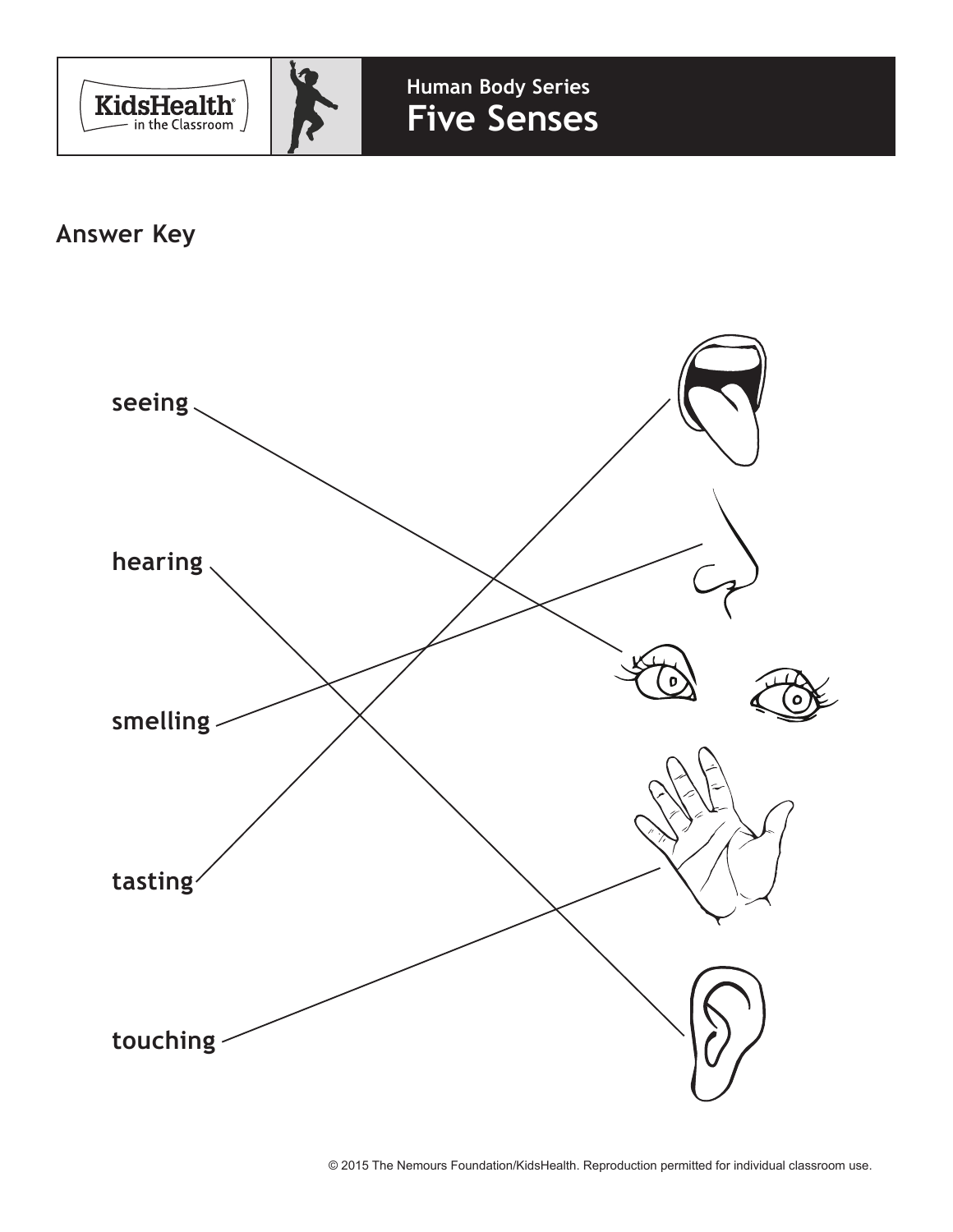Human Body Series

# Five Senses

## Answer Key

seeing

hearing

smelling

tasting

touching

© 2015 The Nemours Foundation/KidsHealth. Reproduction permitted for individual classroom use.